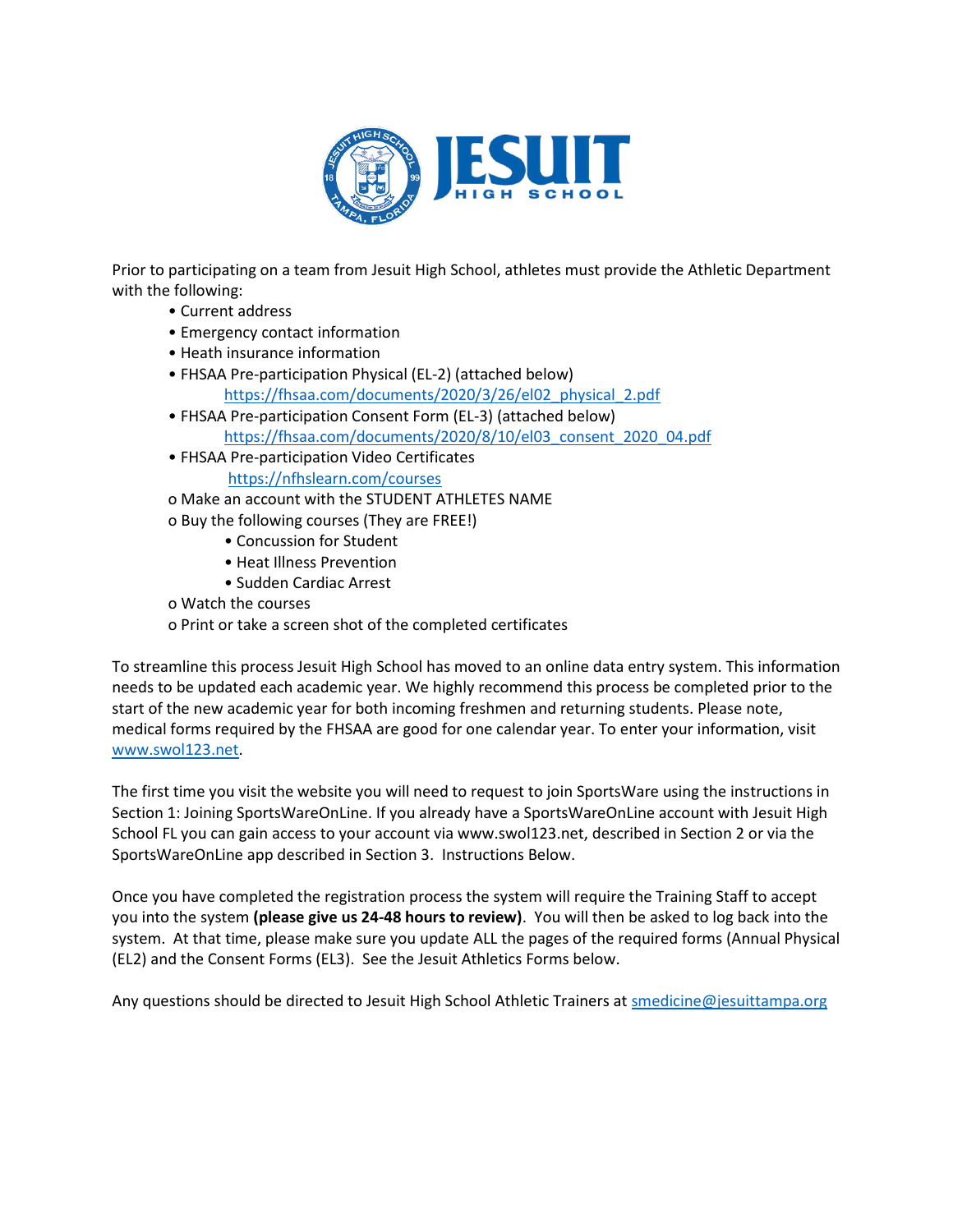Prior to participating on a team from Jesuit High School, athletes must provide the Athletic Department with the following:

- Current address
- Emergency contact information
- Heath insurance information
- FHSAA Pre-participation Physical (EL-2) (attached below)
  https://fhsaa.com/documents/2020/3/26/el02_physical_2.pdf
- FHSAA Pre-participation Consent Form (EL-3) (attached below)
  https://fhsaa.com/documents/2020/8/10/el03_consent_2020_04.pdf
- FHSAA Pre-participation Video Certificates
  https://nfhslearn.com/courses
  - Make an account with the STUDENT ATHLETES NAME
  - Buy the following courses (They are FREE!)
    - Concussion for Student
    - Heat Illness Prevention
    - Sudden Cardiac Arrest
  - Watch the courses
  - Print or take a screen shot of the completed certificates

To streamline this process Jesuit High School has moved to an online data entry system. This information needs to be updated each academic year. We highly recommend this process be completed prior to the start of the new academic year for both incoming freshmen and returning students. Please note, medical forms required by the FHSAA are good for one calendar year. To enter your information, visit www.swol123.net.

The first time you visit the website you will need to request to join SportsWare using the instructions in Section 1: Joining SportsWareOnLine. If you already have a SportsWareOnLine account with Jesuit High School FL you can gain access to your account via www.swol123.net, described in Section 2 or via the SportsWareOnLine app described in Section 3. Instructions Below.

Once you have completed the registration process the system will require the Training Staff to accept you into the system **(please give us 24-48 hours to review)**. You will then be asked to log back into the system. At that time, please make sure you update ALL the pages of the required forms (Annual Physical (EL2) and the Consent Forms (EL3). See the Jesuit Athletics Forms below.

Any questions should be directed to Jesuit High School Athletic Trainers at smedicine@jesuittampa.org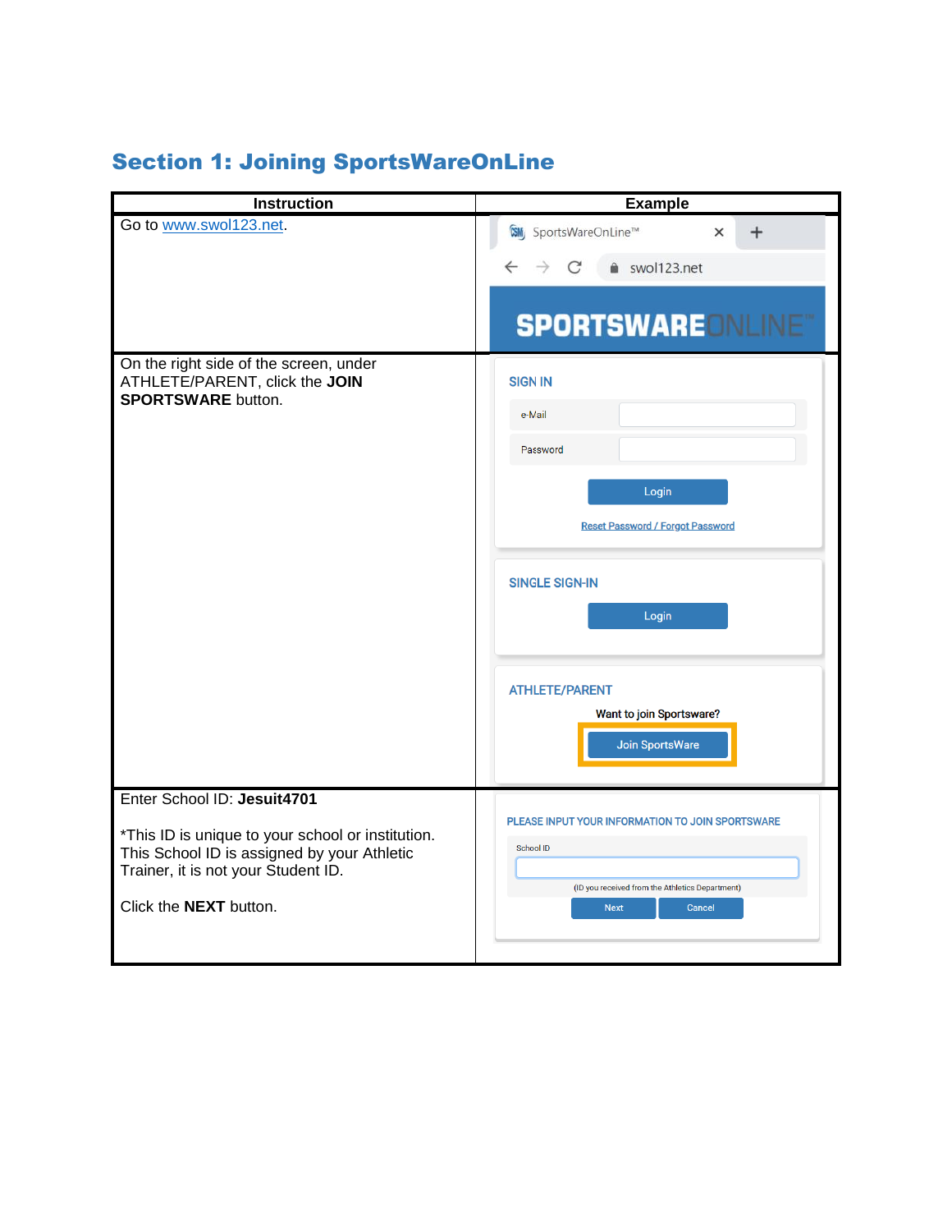## Section 1: Joining SportsWareOnLine

| Instruction | Example |
| --- | --- |
| Go to www.swol123.net. | SportsWareOnLine™ swol123.net SPORTSWAREONLINE™ |
| On the right side of the screen, under ATHLETE/PARENT, click the **JOIN SPORTSWARE** button. | SIGN IN e-Mail Password Login Reset Password / Forgot Password SINGLE SIGN-IN Login ATHLETE/PARENT Want to join Sportsware? Join SportsWare |
| Enter School ID: **Jesuit4701**<br><br>*This ID is unique to your school or institution. This School ID is assigned by your Athletic Trainer, it is not your Student ID.<br><br>Click the **NEXT** button. | PLEASE INPUT YOUR INFORMATION TO JOIN SPORTSWARE School ID (ID you received from the Athletics Department) Next Cancel |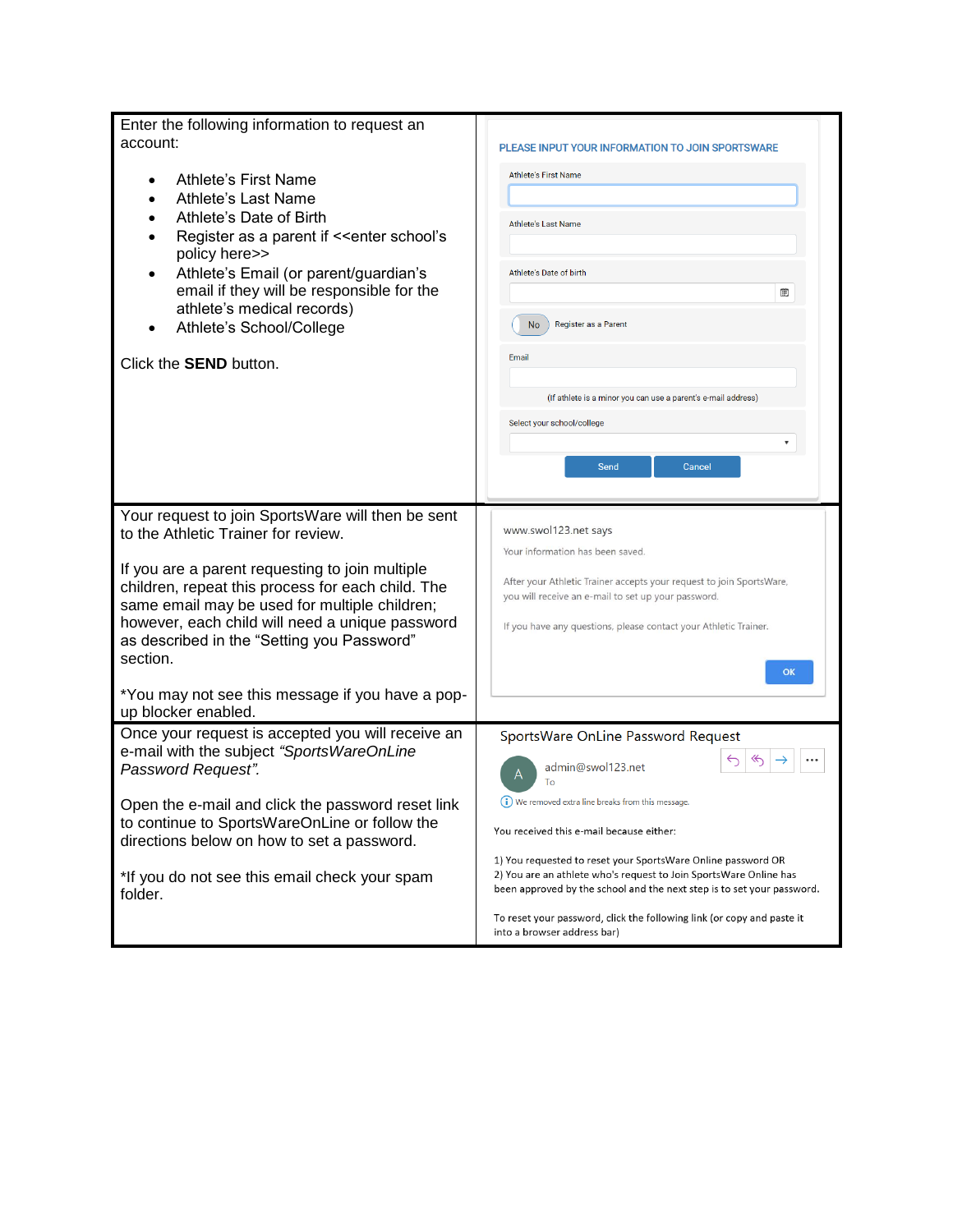| | |
|---|---|
| Enter the following information to request an account:<br><br>• Athlete's First Name<br>• Athlete's Last Name<br>• Athlete's Date of Birth<br>• Register as a parent if <<enter school's policy here>><br>• Athlete's Email (or parent/guardian's email if they will be responsible for the athlete's medical records)<br>• Athlete's School/College<br><br>Click the **SEND** button. | PLEASE INPUT YOUR INFORMATION TO JOIN SPORTSWARE<br><br>Athlete's First Name<br>Athlete's Last Name<br>Athlete's Date of birth<br>No Register as a Parent<br>Email<br>(If athlete is a minor you can use a parent's e-mail address)<br>Select your school/college<br>Send Cancel |
| Your request to join SportsWare will then be sent to the Athletic Trainer for review.<br><br>If you are a parent requesting to join multiple children, repeat this process for each child. The same email may be used for multiple children; however, each child will need a unique password as described in the "Setting you Password" section.<br><br>*You may not see this message if you have a pop-up blocker enabled. | www.swol123.net says<br>Your information has been saved.<br>After your Athletic Trainer accepts your request to join SportsWare, you will receive an e-mail to set up your password.<br>If you have any questions, please contact your Athletic Trainer.<br>OK |
| Once your request is accepted you will receive an e-mail with the subject *"SportsWareOnLine Password Request"*.<br><br>Open the e-mail and click the password reset link to continue to SportsWareOnLine or follow the directions below on how to set a password.<br><br>*If you do not see this email check your spam folder. | SportsWare OnLine Password Request<br>admin@swol123.net<br>To<br>We removed extra line breaks from this message.<br>You received this e-mail because either:<br>1) You requested to reset your SportsWare Online password OR<br>2) You are an athlete who's request to Join SportsWare Online has been approved by the school and the next step is to set your password.<br>To reset your password, click the following link (or copy and paste it into a browser address bar) |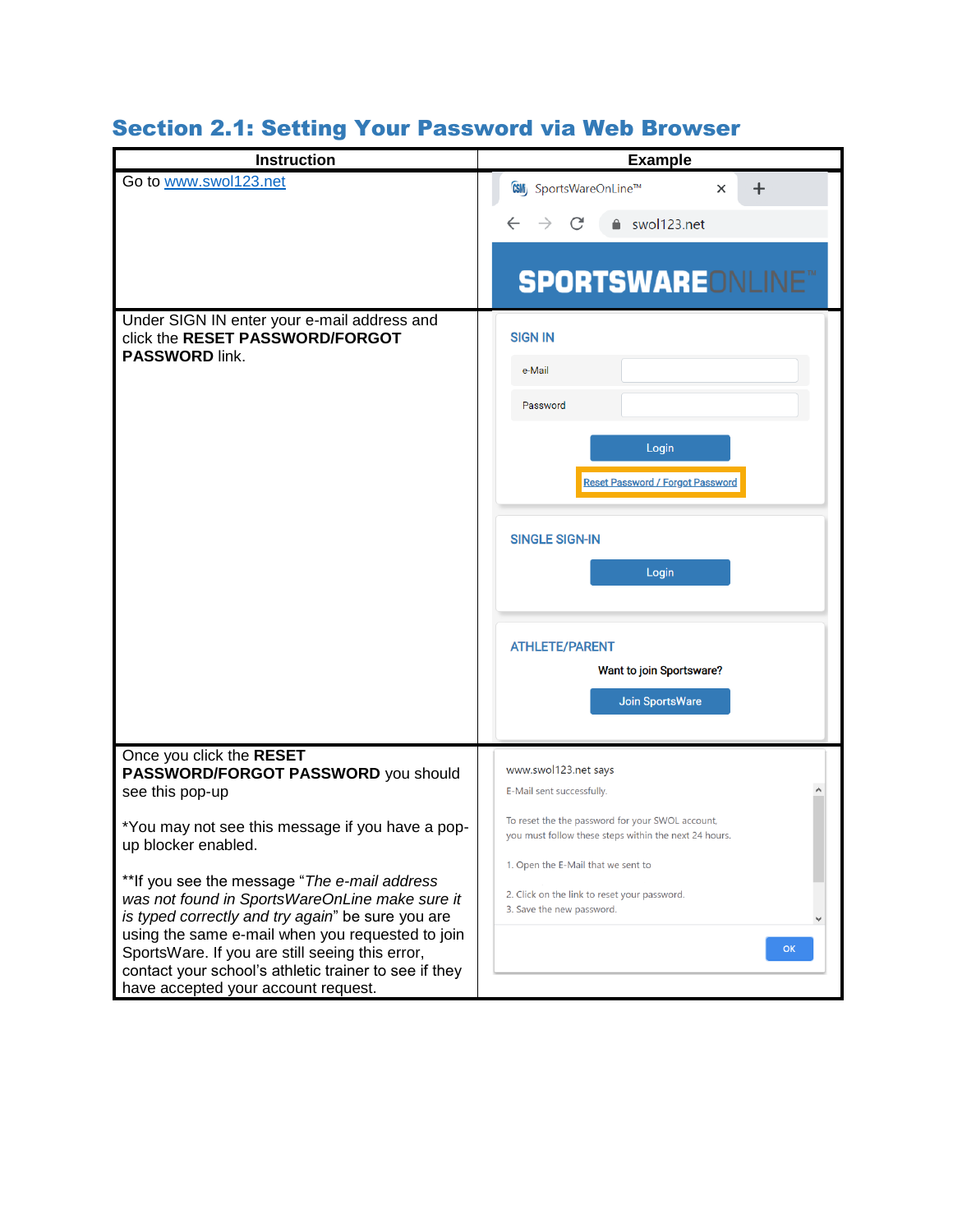## Section 2.1: Setting Your Password via Web Browser

| Instruction | Example |
|---|---|
| Go to www.swol123.net | |
| Under SIGN IN enter your e-mail address and click the **RESET PASSWORD/FORGOT PASSWORD** link. | |
| Once you click the **RESET PASSWORD/FORGOT PASSWORD** you should see this pop-up<br><br>*You may not see this message if you have a pop-up blocker enabled.<br><br>**If you see the message "*The e-mail address was not found in SportsWareOnLine make sure it is typed correctly and try again*" be sure you are using the same e-mail when you requested to join SportsWare. If you are still seeing this error, contact your school's athletic trainer to see if they have accepted your account request. | |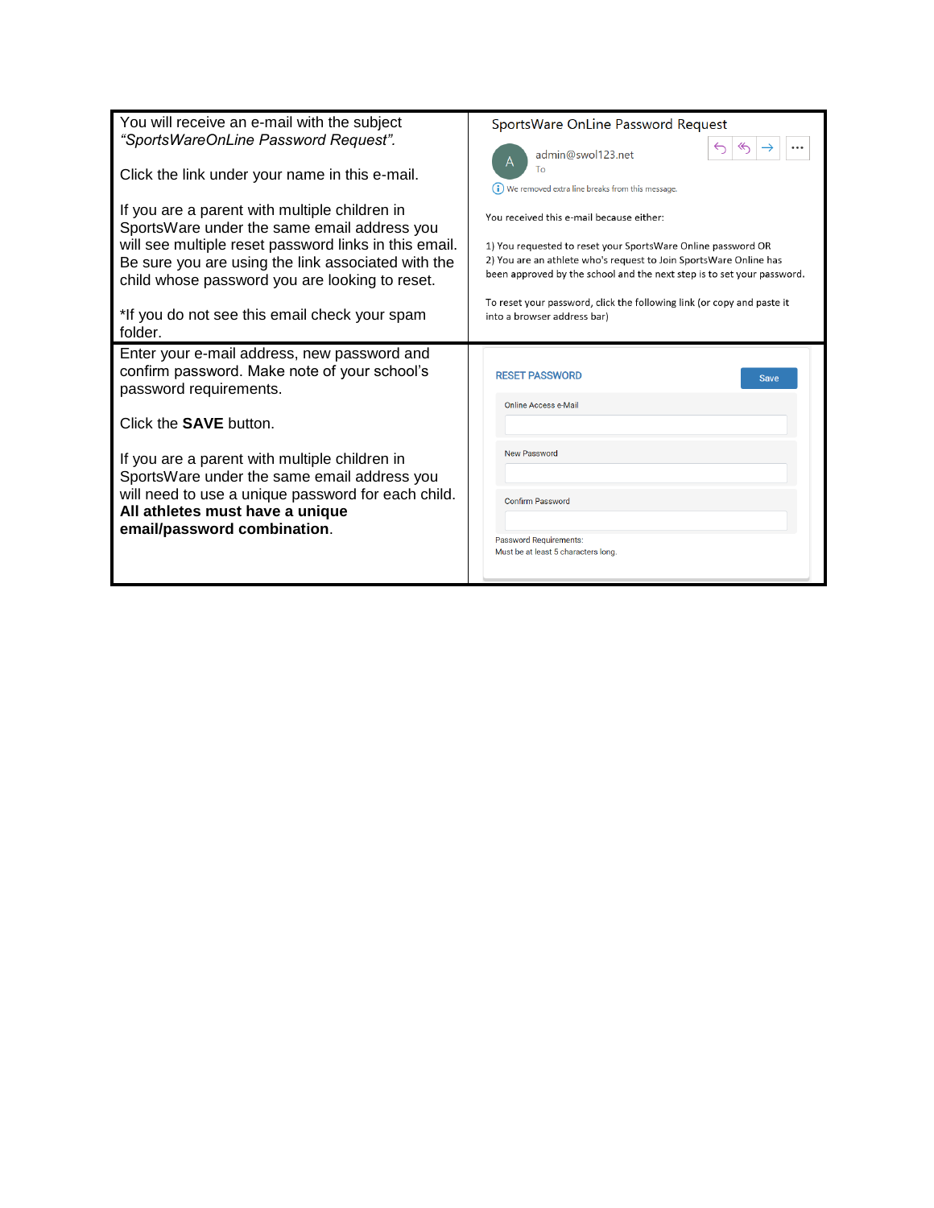| | |
|---|---|
| You will receive an e-mail with the subject *"SportsWareOnLine Password Request".*<br><br>Click the link under your name in this e-mail.<br><br>If you are a parent with multiple children in SportsWare under the same email address you will see multiple reset password links in this email. Be sure you are using the link associated with the child whose password you are looking to reset.<br><br>*If you do not see this email check your spam folder. | SportsWare OnLine Password Request<br><br>admin@swol123.net<br>To<br>We removed extra line breaks from this message.<br><br>You received this e-mail because either:<br><br>1) You requested to reset your SportsWare Online password OR<br>2) You are an athlete who's request to Join SportsWare Online has been approved by the school and the next step is to set your password.<br><br>To reset your password, click the following link (or copy and paste it into a browser address bar) |
| Enter your e-mail address, new password and confirm password. Make note of your school's password requirements.<br><br>Click the **SAVE** button.<br><br>If you are a parent with multiple children in SportsWare under the same email address you will need to use a unique password for each child. **All athletes must have a unique email/password combination**. | RESET PASSWORD — Save<br><br>Online Access e-Mail<br><br>New Password<br><br>Confirm Password<br><br>Password Requirements:<br>Must be at least 5 characters long. |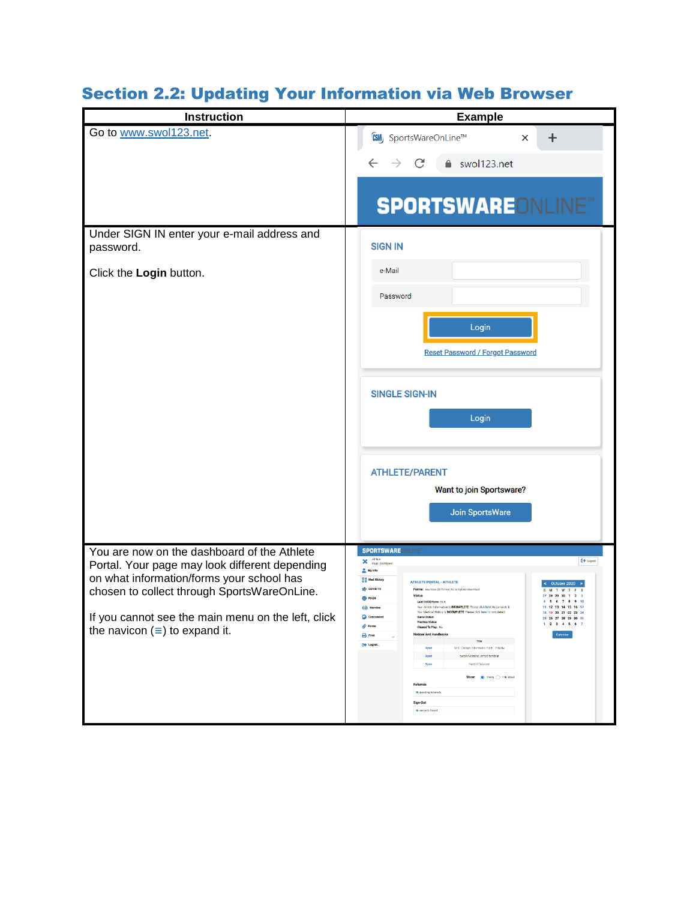## Section 2.2: Updating Your Information via Web Browser

| Instruction | Example |
|---|---|
| Go to www.swol123.net. | |
| Under SIGN IN enter your e-mail address and password.<br><br>Click the **Login** button. | |
| You are now on the dashboard of the Athlete Portal. Your page may look different depending on what information/forms your school has chosen to collect through SportsWareOnLine.<br><br>If you cannot see the main menu on the left, click the navicon (≡) to expand it. | |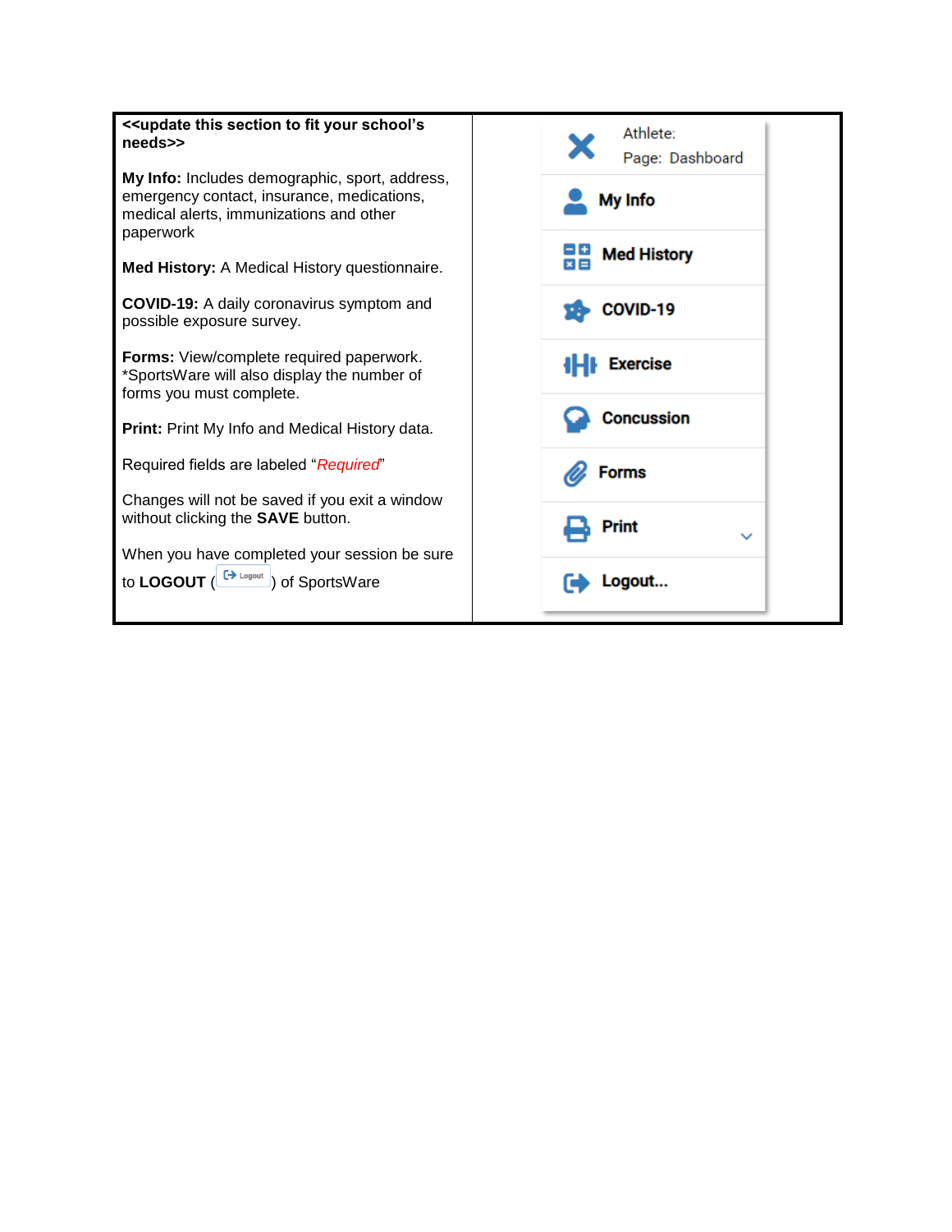| **<<update this section to fit your school's needs>>**<br><br>**My Info:** Includes demographic, sport, address, emergency contact, insurance, medications, medical alerts, immunizations and other paperwork<br><br>**Med History:** A Medical History questionnaire.<br><br>**COVID-19:** A daily coronavirus symptom and possible exposure survey.<br><br>**Forms:** View/complete required paperwork. *SportsWare will also display the number of forms you must complete.<br><br>**Print:** Print My Info and Medical History data.<br><br>Required fields are labeled "*Required*"<br><br>Changes will not be saved if you exit a window without clicking the **SAVE** button.<br><br>When you have completed your session be sure to **LOGOUT** (Logout) of SportsWare | Athlete:<br>Page: Dashboard<br><br>My Info<br><br>Med History<br><br>COVID-19<br><br>Exercise<br><br>Concussion<br><br>Forms<br><br>Print<br><br>Logout... |
|---|---|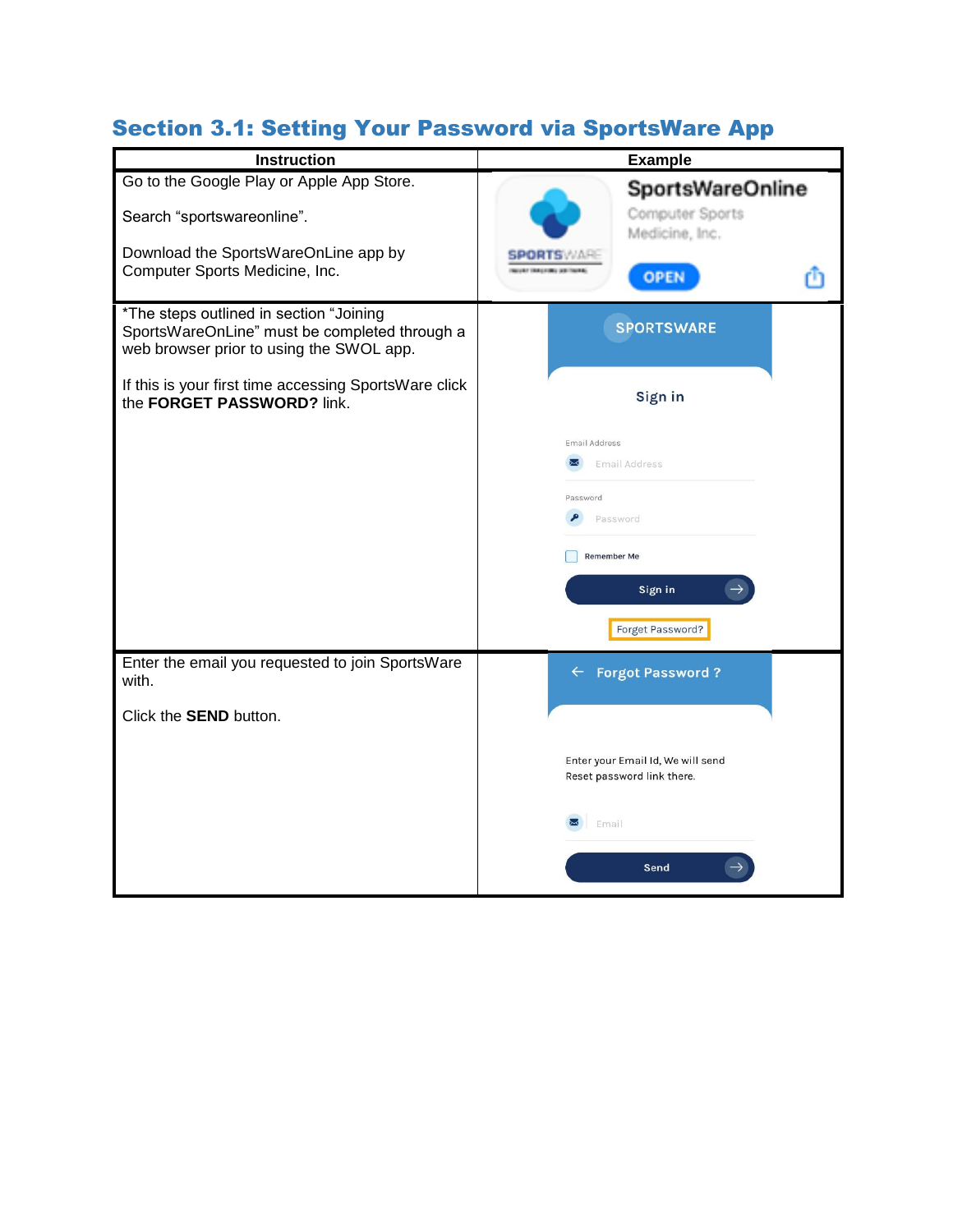## Section 3.1: Setting Your Password via SportsWare App

| Instruction | Example |
| --- | --- |
| Go to the Google Play or Apple App Store.<br><br>Search “sportswareonline”.<br><br>Download the SportsWareOnLine app by Computer Sports Medicine, Inc. | SportsWareOnline<br>Computer Sports Medicine, Inc.<br>OPEN |
| *The steps outlined in section “Joining SportsWareOnLine” must be completed through a web browser prior to using the SWOL app.<br><br>If this is your first time accessing SportsWare click the **FORGET PASSWORD?** link. | SPORTSWARE<br>Sign in<br>Email Address<br>Password<br>Remember Me<br>Sign in<br>Forget Password? |
| Enter the email you requested to join SportsWare with.<br><br>Click the **SEND** button. | Forgot Password ?<br>Enter your Email Id, We will send Reset password link there.<br>Email<br>Send |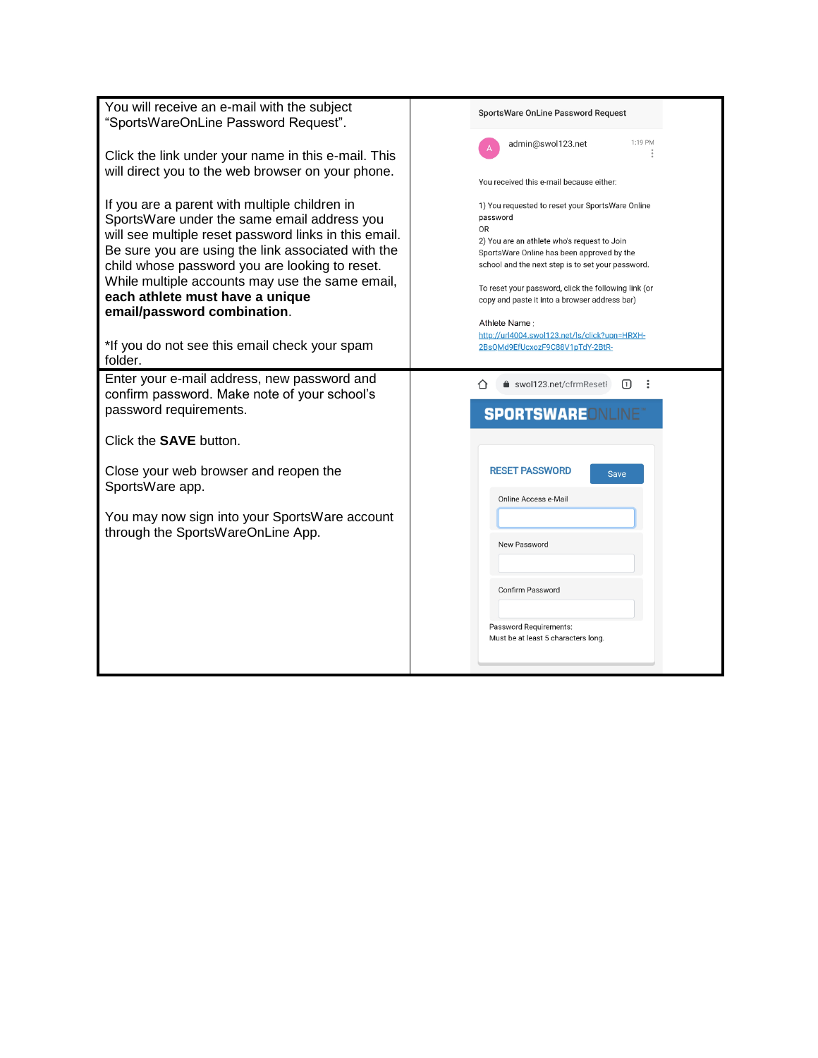| | |
|---|---|
| You will receive an e-mail with the subject "SportsWareOnLine Password Request".<br><br>Click the link under your name in this e-mail. This will direct you to the web browser on your phone.<br><br>If you are a parent with multiple children in SportsWare under the same email address you will see multiple reset password links in this email. Be sure you are using the link associated with the child whose password you are looking to reset. While multiple accounts may use the same email, **each athlete must have a unique email/password combination**.<br><br>*If you do not see this email check your spam folder. | SportsWare OnLine Password Request<br><br>admin@swol123.net 1:19 PM<br><br>You received this e-mail because either:<br><br>1) You requested to reset your SportsWare Online password<br>OR<br>2) You are an athlete who's request to Join SportsWare Online has been approved by the school and the next step is to set your password.<br><br>To reset your password, click the following link (or copy and paste it into a browser address bar)<br><br>Athlete Name :<br>http://url4004.swol123.net/ls/click?upn=HRXH-2BsQMd9EfUcxozF9C88V1pTdY-2BtR- |
| Enter your e-mail address, new password and confirm password. Make note of your school's password requirements.<br><br>Click the **SAVE** button.<br><br>Close your web browser and reopen the SportsWare app.<br><br>You may now sign into your SportsWare account through the SportsWareOnLine App. | swol123.net/cfrmResetI<br><br>SPORTSWARE ONLINE<br><br>RESET PASSWORD Save<br><br>Online Access e-Mail<br><br>New Password<br><br>Confirm Password<br><br>Password Requirements:<br>Must be at least 5 characters long. |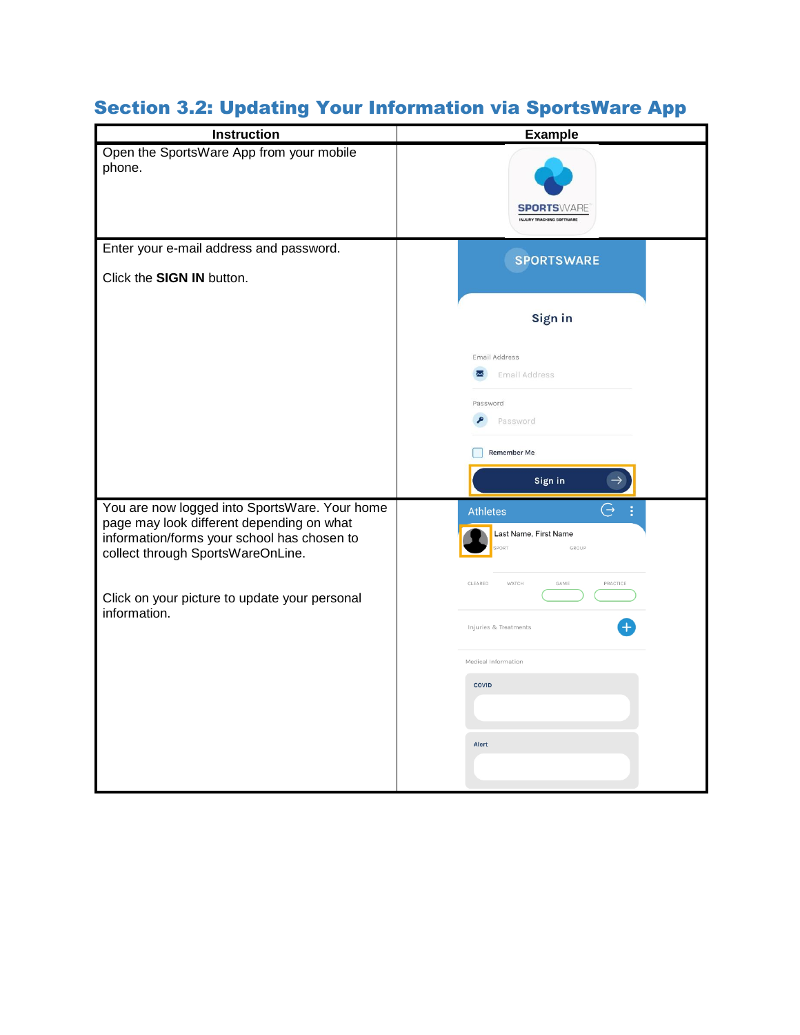## Section 3.2: Updating Your Information via SportsWare App

| Instruction | Example |
|---|---|
| Open the SportsWare App from your mobile phone. | SPORTSWARE INJURY TRACKING SOFTWARE |
| Enter your e-mail address and password.<br><br>Click the **SIGN IN** button. | SPORTSWARE<br>Sign in<br>Email Address<br>Email Address<br>Password<br>Password<br>Remember Me<br>Sign in |
| You are now logged into SportsWare. Your home page may look different depending on what information/forms your school has chosen to collect through SportsWareOnLine.<br><br>Click on your picture to update your personal information. | Athletes<br>Last Name, First Name<br>SPORT GROUP<br>CLEARED WATCH GAME PRACTICE<br>Injuries & Treatments<br>Medical Information<br>COVID<br>Alert |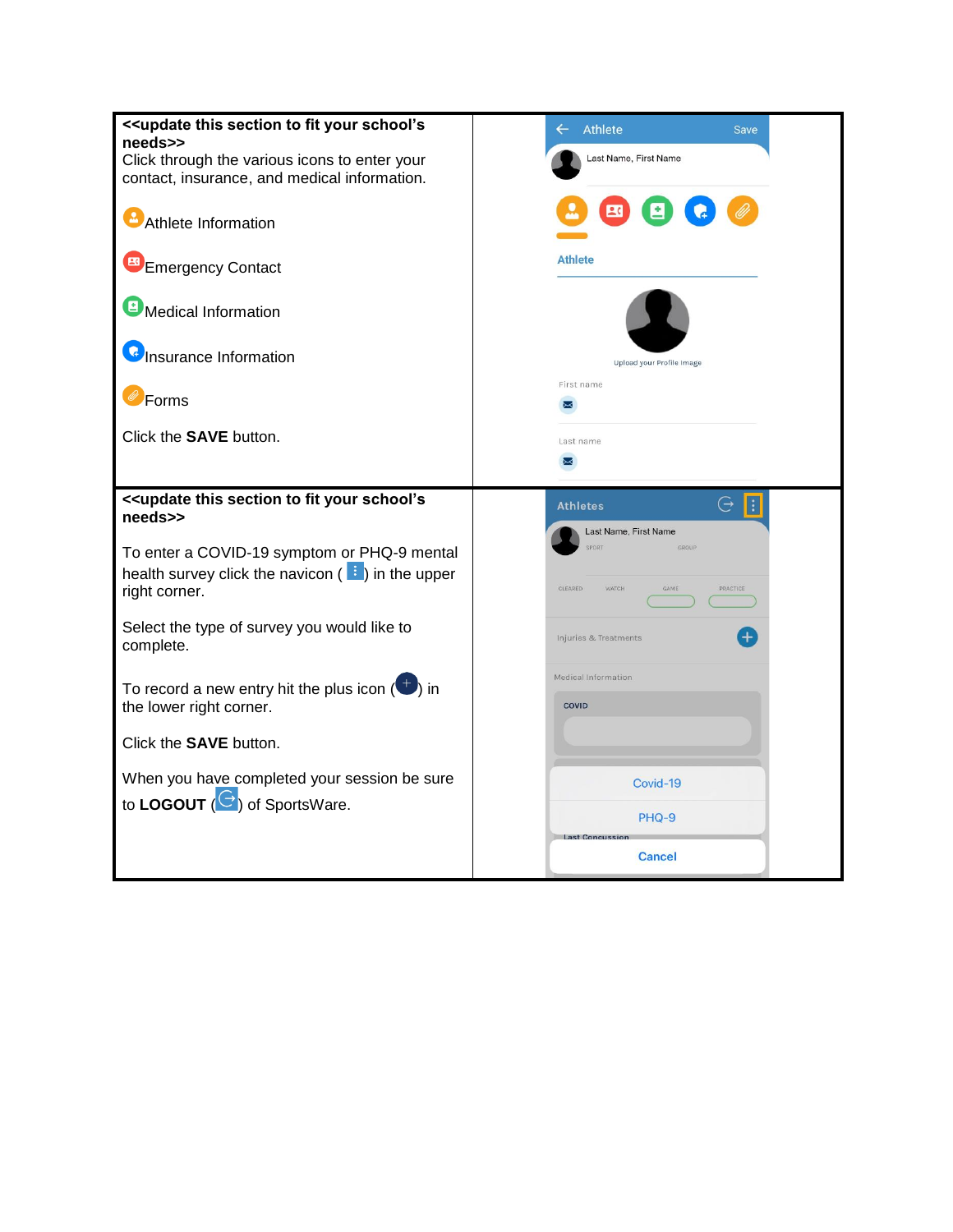| | |
|---|---|
| **<<update this section to fit your school's needs>>**<br>Click through the various icons to enter your contact, insurance, and medical information.<br><br>Athlete Information<br><br>Emergency Contact<br><br>Medical Information<br><br>Insurance Information<br><br>Forms<br><br>Click the **SAVE** button. | Athlete Save<br>Last Name, First Name<br>Athlete<br>Upload your Profile Image<br>First name<br>Last name |
| **<<update this section to fit your school's needs>>**<br><br>To enter a COVID-19 symptom or PHQ-9 mental health survey click the navicon ( ) in the upper right corner.<br><br>Select the type of survey you would like to complete.<br><br>To record a new entry hit the plus icon ( ) in the lower right corner.<br><br>Click the **SAVE** button.<br><br>When you have completed your session be sure to **LOGOUT** ( ) of SportsWare. | Athletes<br>Last Name, First Name<br>SPORT GROUP<br>CLEARED WATCH GAME PRACTICE<br>Injuries & Treatments<br>Medical Information<br>COVID<br>Covid-19<br>PHQ-9<br>Last Concussion<br>Cancel |